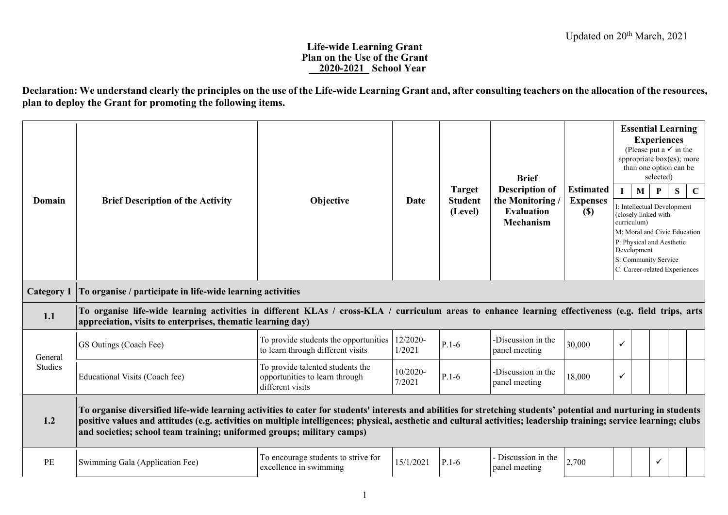Updated on 20th March, 2021

# Life-wide Learning Grant
## Plan on the Use of the Grant
## 2020-2021 School Year

**Declaration: We understand clearly the principles on the use of the Life-wide Learning Grant and, after consulting teachers on the allocation of the resources, plan to deploy the Grant for promoting the following items.**

| Domain | Brief Description of the Activity | Objective | Date | Target Student (Level) | Brief Description of the Monitoring / Evaluation Mechanism | Estimated Expenses ($) | Essential Learning Experiences (Please put a ✓ in the appropriate box(es); more than one option can be selected) | | | | |
|---|---|---|---|---|---|---|---|---|---|---|---|
| | | | | | | | I | M | P | S | C |
| | | | | | | | I: Intellectual Development (closely linked with curriculum) M: Moral and Civic Education P: Physical and Aesthetic Development S: Community Service C: Career-related Experiences | | | | |
| **Category 1** | **To organise / participate in life-wide learning activities** | | | | | | | | | | |
| **1.1** | **To organise life-wide learning activities in different KLAs / cross-KLA / curriculum areas to enhance learning effectiveness (e.g. field trips, arts appreciation, visits to enterprises, thematic learning day)** | | | | | | | | | | |
| General Studies | GS Outings (Coach Fee) | To provide students the opportunities to learn through different visits | 12/2020-1/2021 | P.1-6 | -Discussion in the panel meeting | 30,000 | ✓ | | | | |
| | Educational Visits (Coach fee) | To provide talented students the opportunities to learn through different visits | 10/2020-7/2021 | P.1-6 | -Discussion in the panel meeting | 18,000 | ✓ | | | | |
| **1.2** | **To organise diversified life-wide learning activities to cater for students' interests and abilities for stretching students' potential and nurturing in students positive values and attitudes (e.g. activities on multiple intelligences; physical, aesthetic and cultural activities; leadership training; service learning; clubs and societies; school team training; uniformed groups; military camps)** | | | | | | | | | | |
| PE | Swimming Gala (Application Fee) | To encourage students to strive for excellence in swimming | 15/1/2021 | P.1-6 | - Discussion in the panel meeting | 2,700 | | | ✓ | | |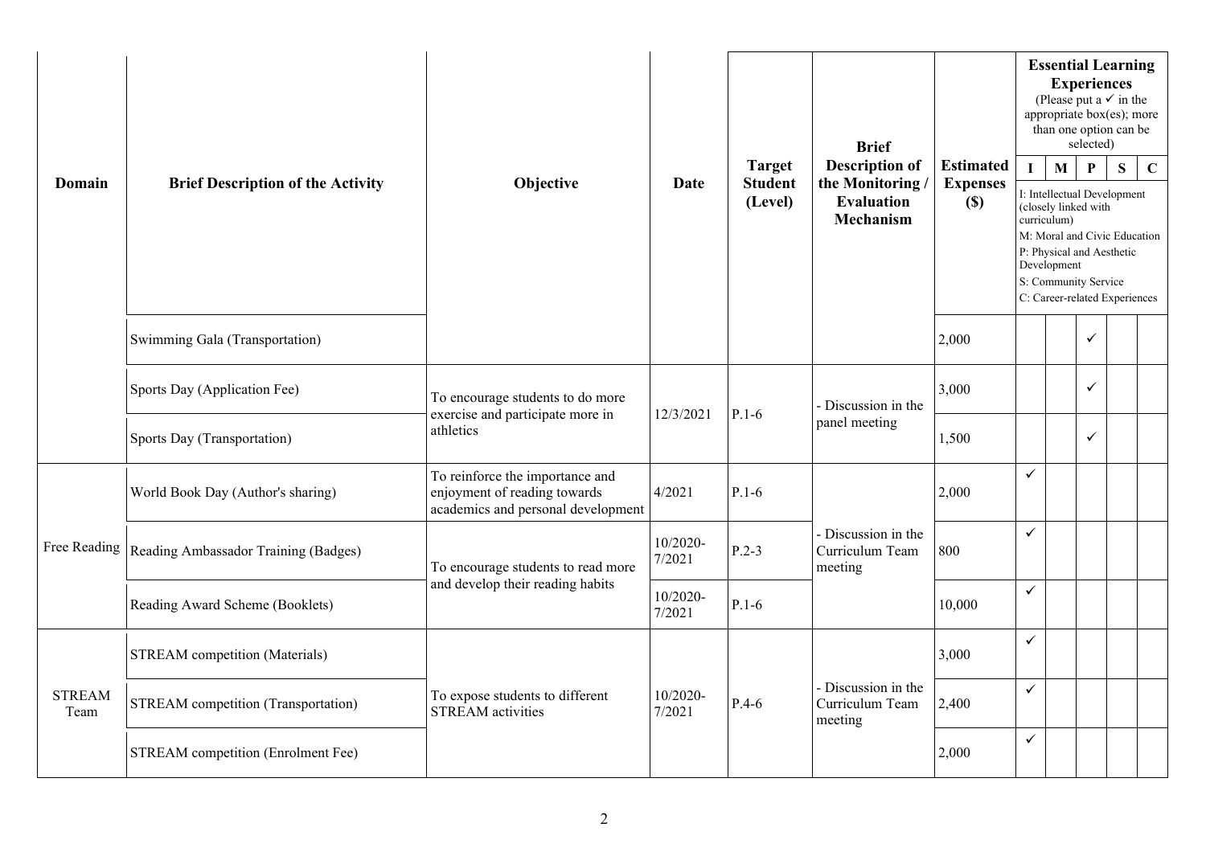| Domain | Brief Description of the Activity | Objective | Date | Target Student (Level) | Brief Description of the Monitoring / Evaluation Mechanism | Estimated Expenses ($) | Essential Learning Experiences (Please put a ✓ in the appropriate box(es); more than one option can be selected) I: Intellectual Development (closely linked with curriculum) M: Moral and Civic Education P: Physical and Aesthetic Development S: Community Service C: Career-related Experiences | | | | |
|---|---|---|---|---|---|---|---|---|---|---|---|
| | | | | | | | I | M | P | S | C |
| | Swimming Gala (Transportation) | | | | | 2,000 | | | ✓ | | |
| | Sports Day (Application Fee) | To encourage students to do more exercise and participate more in athletics | 12/3/2021 | P.1-6 | - Discussion in the panel meeting | 3,000 | | | ✓ | | |
| | Sports Day (Transportation) | | | | | 1,500 | | | ✓ | | |
| Free Reading | World Book Day (Author's sharing) | To reinforce the importance and enjoyment of reading towards academics and personal development | 4/2021 | P.1-6 | - Discussion in the Curriculum Team meeting | 2,000 | ✓ | | | | |
| | Reading Ambassador Training (Badges) | To encourage students to read more and develop their reading habits | 10/2020-7/2021 | P.2-3 | | 800 | ✓ | | | | |
| | Reading Award Scheme (Booklets) | | 10/2020-7/2021 | P.1-6 | | 10,000 | ✓ | | | | |
| STREAM Team | STREAM competition (Materials) | To expose students to different STREAM activities | 10/2020-7/2021 | P.4-6 | - Discussion in the Curriculum Team meeting | 3,000 | ✓ | | | | |
| | STREAM competition (Transportation) | | | | | 2,400 | ✓ | | | | |
| | STREAM competition (Enrolment Fee) | | | | | 2,000 | ✓ | | | | |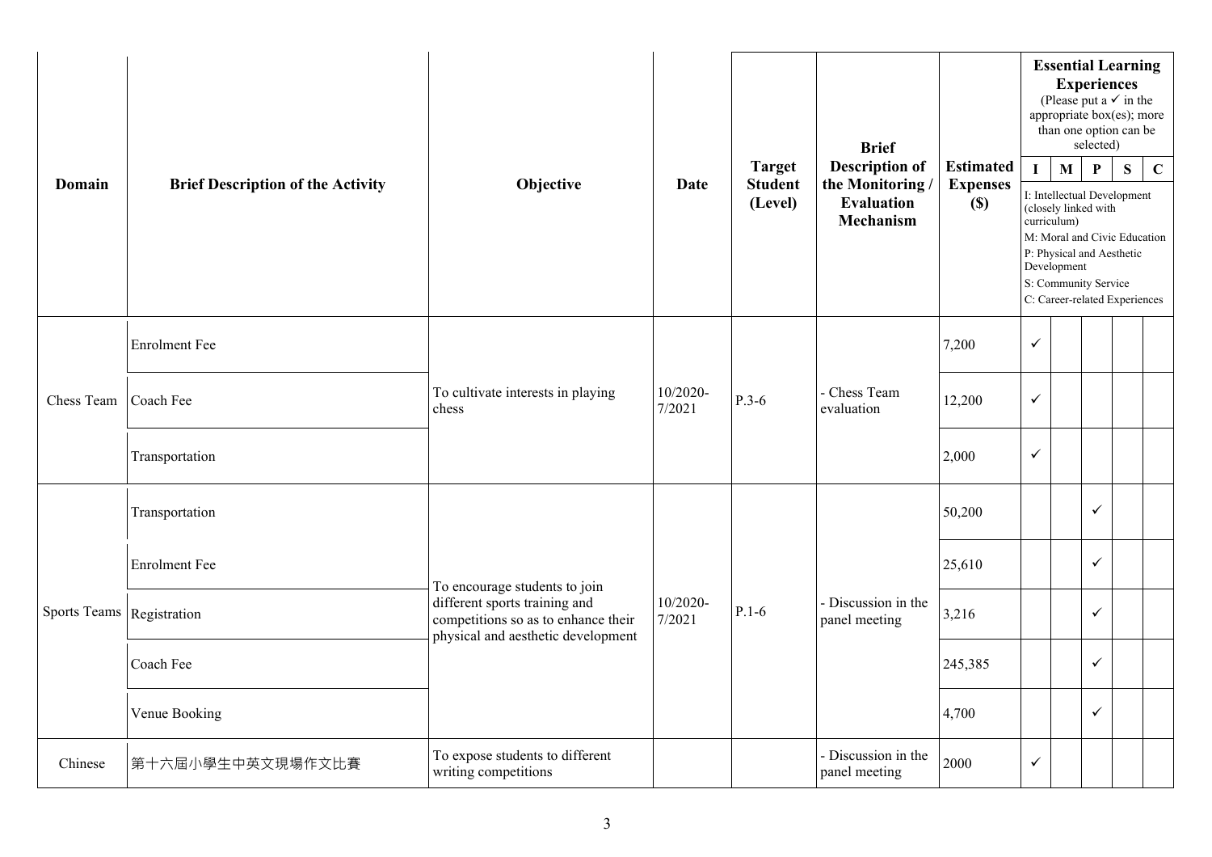| Domain | Brief Description of the Activity | Objective | Date | Target Student (Level) | Brief Description of the Monitoring / Evaluation Mechanism | Estimated Expenses ($) | Essential Learning Experiences (Please put a ✓ in the appropriate box(es); more than one option can be selected) | | | | |
|---|---|---|---|---|---|---|---|---|---|---|---|
| | | | | | | | I | M | P | S | C |
| | | | | | | | I: Intellectual Development (closely linked with curriculum) M: Moral and Civic Education P: Physical and Aesthetic Development S: Community Service C: Career-related Experiences | | | | |
| Chess Team | Enrolment Fee | To cultivate interests in playing chess | 10/2020-7/2021 | P.3-6 | - Chess Team evaluation | 7,200 | ✓ | | | | |
| | Coach Fee | | | | | 12,200 | ✓ | | | | |
| | Transportation | | | | | 2,000 | ✓ | | | | |
| Sports Teams | Transportation | To encourage students to join different sports training and competitions so as to enhance their physical and aesthetic development | 10/2020-7/2021 | P.1-6 | - Discussion in the panel meeting | 50,200 | | | ✓ | | |
| | Enrolment Fee | | | | | 25,610 | | | ✓ | | |
| | Registration | | | | | 3,216 | | | ✓ | | |
| | Coach Fee | | | | | 245,385 | | | ✓ | | |
| | Venue Booking | | | | | 4,700 | | | ✓ | | |
| Chinese | 第十六屆小學生中英文現場作文比賽 | To expose students to different writing competitions | | | - Discussion in the panel meeting | 2000 | ✓ | | | | |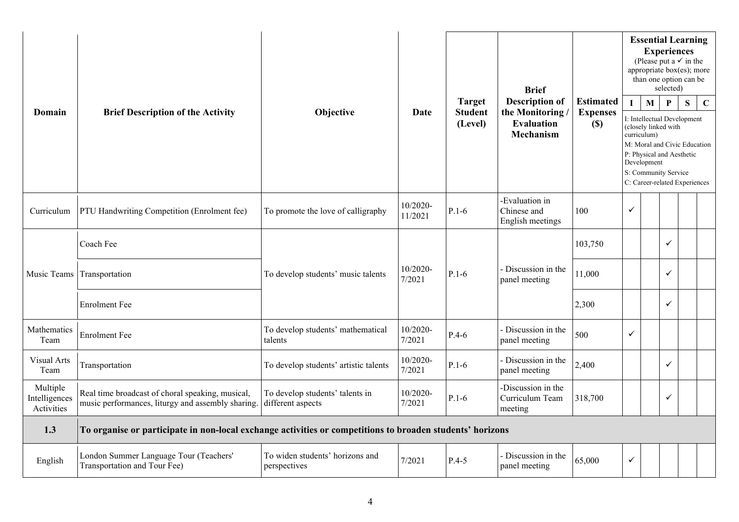| Domain | Brief Description of the Activity | Objective | Date | Target Student (Level) | Brief Description of the Monitoring / Evaluation Mechanism | Estimated Expenses ($) | Essential Learning Experiences (Please put a ✓ in the appropriate box(es); more than one option can be selected) | | | | |
|---|---|---|---|---|---|---|---|---|---|---|---|
| | | | | | | | I | M | P | S | C |
| | | | | | | | I: Intellectual Development (closely linked with curriculum) M: Moral and Civic Education P: Physical and Aesthetic Development S: Community Service C: Career-related Experiences | | | | |
| Curriculum | PTU Handwriting Competition (Enrolment fee) | To promote the love of calligraphy | 10/2020-11/2021 | P.1-6 | -Evaluation in Chinese and English meetings | 100 | ✓ | | | | |
| Music Teams | Coach Fee | To develop students' music talents | 10/2020-7/2021 | P.1-6 | - Discussion in the panel meeting | 103,750 | | | ✓ | | |
| | Transportation | | | | | 11,000 | | | ✓ | | |
| | Enrolment Fee | | | | | 2,300 | | | ✓ | | |
| Mathematics Team | Enrolment Fee | To develop students' mathematical talents | 10/2020-7/2021 | P.4-6 | - Discussion in the panel meeting | 500 | ✓ | | | | |
| Visual Arts Team | Transportation | To develop students' artistic talents | 10/2020-7/2021 | P.1-6 | - Discussion in the panel meeting | 2,400 | | | ✓ | | |
| Multiple Intelligences Activities | Real time broadcast of choral speaking, musical, music performances, liturgy and assembly sharing. | To develop students' talents in different aspects | 10/2020-7/2021 | P.1-6 | -Discussion in the Curriculum Team meeting | 318,700 | | | ✓ | | |
| **1.3** | **To organise or participate in non-local exchange activities or competitions to broaden students' horizons** | | | | | | | | | | |
| English | London Summer Language Tour (Teachers' Transportation and Tour Fee) | To widen students' horizons and perspectives | 7/2021 | P.4-5 | - Discussion in the panel meeting | 65,000 | ✓ | | | | |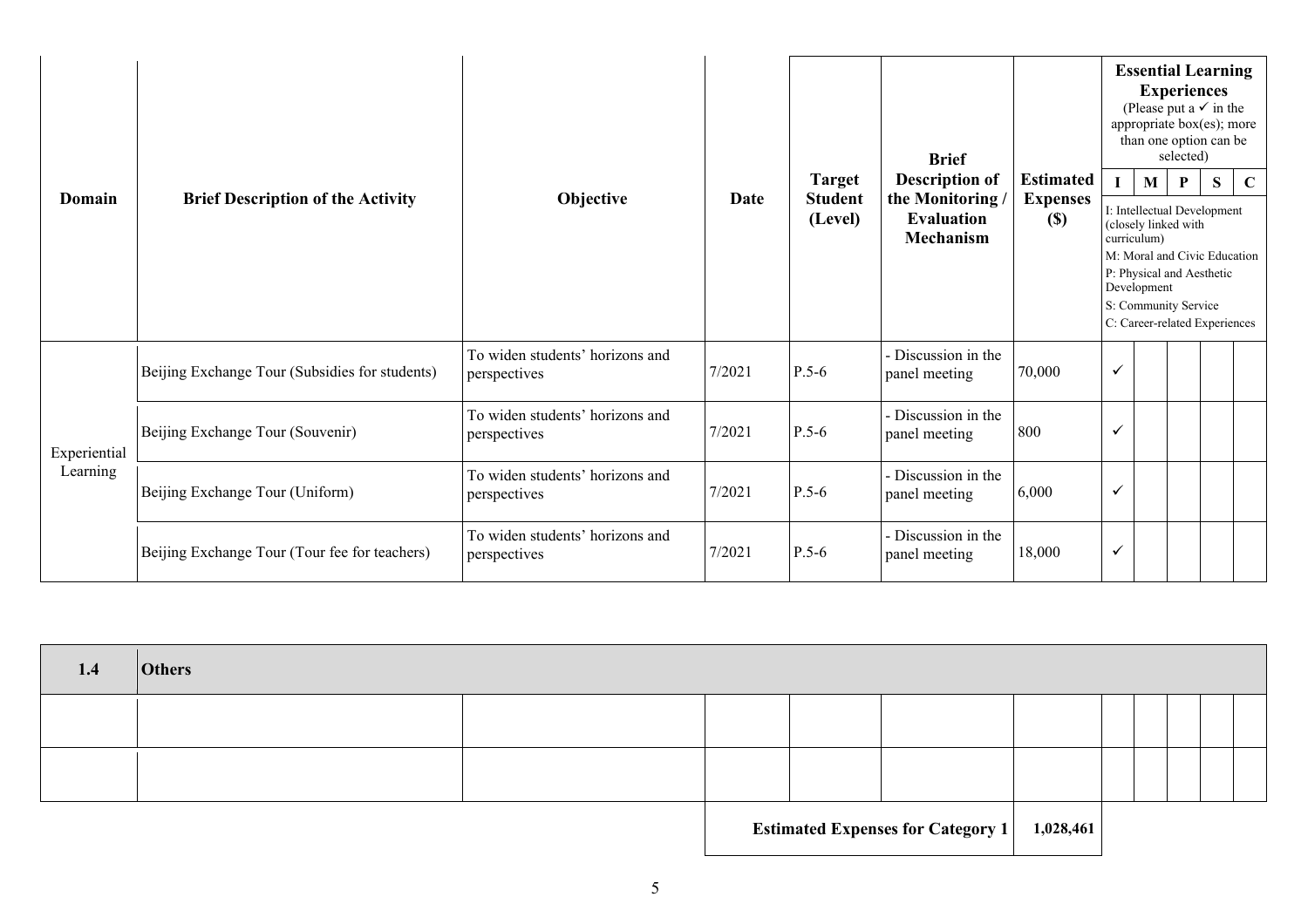| Domain | Brief Description of the Activity | Objective | Date | Target Student (Level) | Brief Description of the Monitoring / Evaluation Mechanism | Estimated Expenses ($) | Essential Learning Experiences (Please put a ✓ in the appropriate box(es); more than one option can be selected) I: Intellectual Development (closely linked with curriculum) M: Moral and Civic Education P: Physical and Aesthetic Development S: Community Service C: Career-related Experiences | | | | |
|---|---|---|---|---|---|---|---|---|---|---|---|
| | | | | | | | I | M | P | S | C |
| Experiential Learning | Beijing Exchange Tour (Subsidies for students) | To widen students' horizons and perspectives | 7/2021 | P.5-6 | - Discussion in the panel meeting | 70,000 | ✓ | | | | |
| | Beijing Exchange Tour (Souvenir) | To widen students' horizons and perspectives | 7/2021 | P.5-6 | - Discussion in the panel meeting | 800 | ✓ | | | | |
| | Beijing Exchange Tour (Uniform) | To widen students' horizons and perspectives | 7/2021 | P.5-6 | - Discussion in the panel meeting | 6,000 | ✓ | | | | |
| | Beijing Exchange Tour (Tour fee for teachers) | To widen students' horizons and perspectives | 7/2021 | P.5-6 | - Discussion in the panel meeting | 18,000 | ✓ | | | | |
| **1.4** | **Others** | | | | | | | | | | |
| | | | | | | | | | | | |
| | | | | | | | | | | | |
| | | | | **Estimated Expenses for Category 1** | | **1,028,461** | | | | | |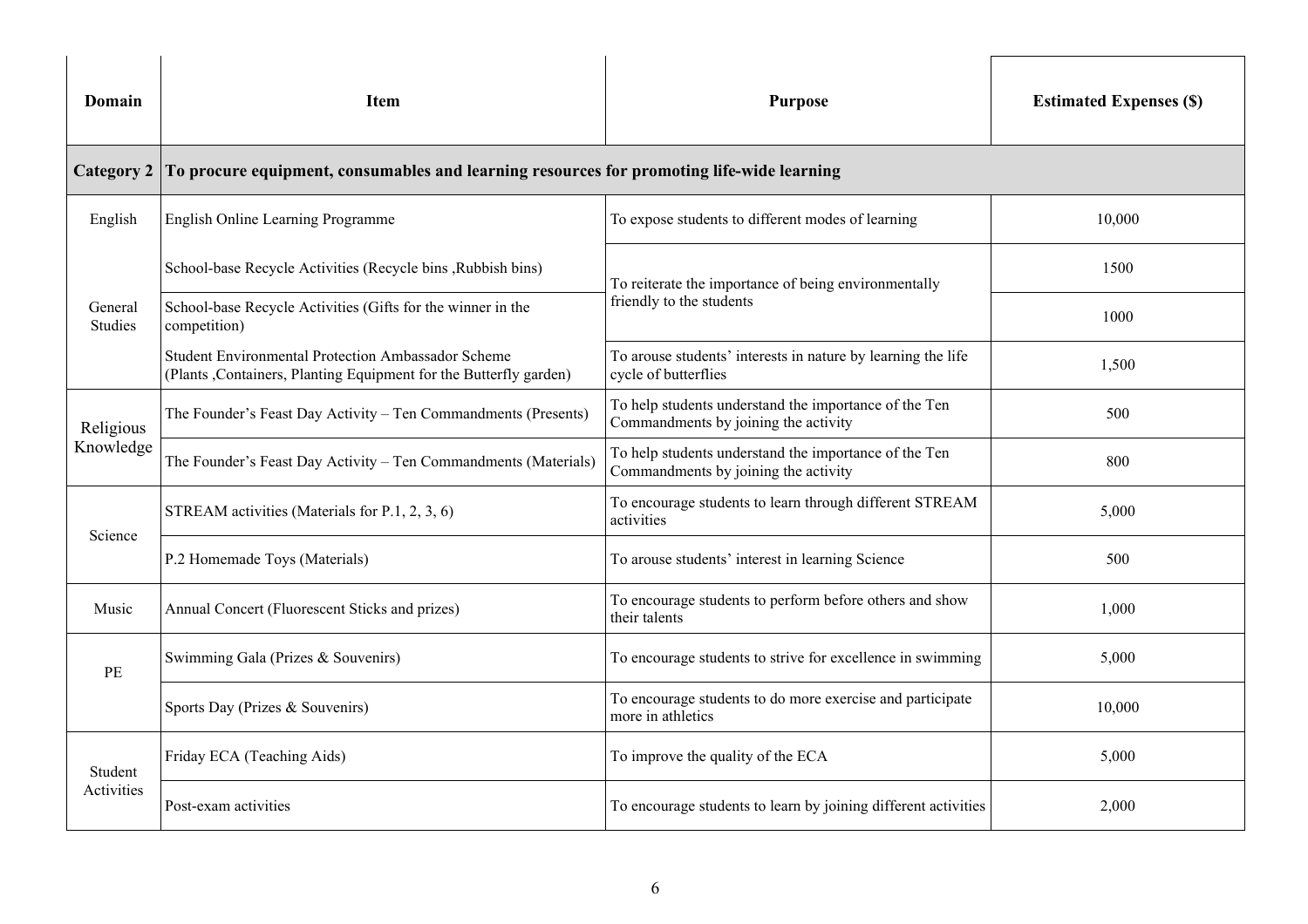| Domain | Item | Purpose | Estimated Expenses ($) |
|---|---|---|---|
| **Category 2** | **To procure equipment, consumables and learning resources for promoting life-wide learning** | | |
| English | English Online Learning Programme | To expose students to different modes of learning | 10,000 |
| General Studies | School-base Recycle Activities (Recycle bins ,Rubbish bins) | To reiterate the importance of being environmentally friendly to the students | 1500 |
| | School-base Recycle Activities (Gifts for the winner in the competition) | | 1000 |
| | Student Environmental Protection Ambassador Scheme (Plants ,Containers, Planting Equipment for the Butterfly garden) | To arouse students' interests in nature by learning the life cycle of butterflies | 1,500 |
| Religious Knowledge | The Founder's Feast Day Activity – Ten Commandments (Presents) | To help students understand the importance of the Ten Commandments by joining the activity | 500 |
| | The Founder's Feast Day Activity – Ten Commandments (Materials) | To help students understand the importance of the Ten Commandments by joining the activity | 800 |
| Science | STREAM activities (Materials for P.1, 2, 3, 6) | To encourage students to learn through different STREAM activities | 5,000 |
| | P.2 Homemade Toys (Materials) | To arouse students' interest in learning Science | 500 |
| Music | Annual Concert (Fluorescent Sticks and prizes) | To encourage students to perform before others and show their talents | 1,000 |
| PE | Swimming Gala (Prizes & Souvenirs) | To encourage students to strive for excellence in swimming | 5,000 |
| | Sports Day (Prizes & Souvenirs) | To encourage students to do more exercise and participate more in athletics | 10,000 |
| Student Activities | Friday ECA (Teaching Aids) | To improve the quality of the ECA | 5,000 |
| | Post-exam activities | To encourage students to learn by joining different activities | 2,000 |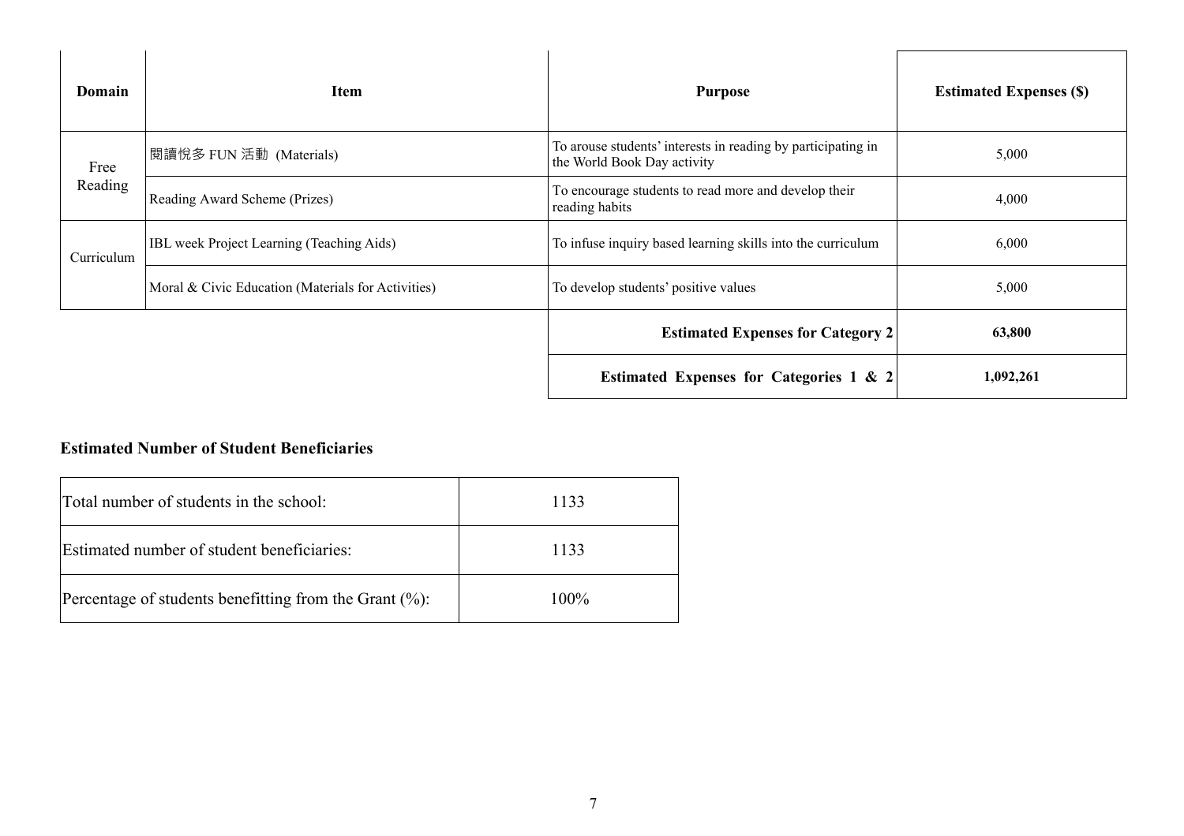| Domain | Item | Purpose | Estimated Expenses ($) |
|---|---|---|---|
| Free Reading | 閱讀悅多 FUN 活動 (Materials) | To arouse students' interests in reading by participating in the World Book Day activity | 5,000 |
| | Reading Award Scheme (Prizes) | To encourage students to read more and develop their reading habits | 4,000 |
| Curriculum | IBL week Project Learning (Teaching Aids) | To infuse inquiry based learning skills into the curriculum | 6,000 |
| | Moral & Civic Education (Materials for Activities) | To develop students' positive values | 5,000 |
| | | **Estimated Expenses for Category 2** | **63,800** |
| | | **Estimated Expenses for Categories 1 & 2** | **1,092,261** |

### Estimated Number of Student Beneficiaries

| | |
|---|---|
| Total number of students in the school: | 1133 |
| Estimated number of student beneficiaries: | 1133 |
| Percentage of students benefitting from the Grant (%): | 100% |